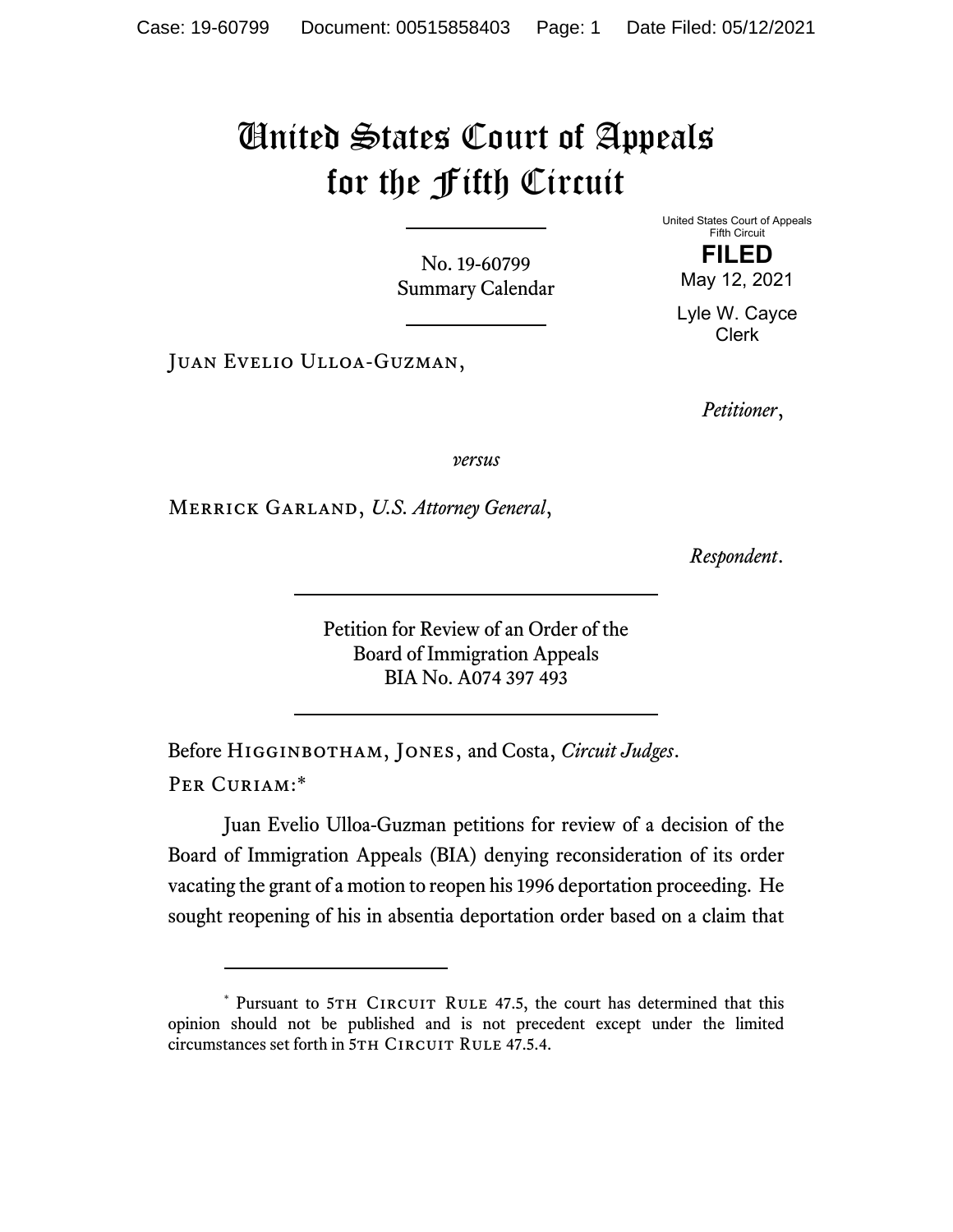# United States Court of Appeals for the Fifth Circuit

United States Court of Appeals
Fifth Circuit

**FILED**

May 12, 2021

Lyle W. Cayce
Clerk

No. 19-60799
Summary Calendar

Juan Evelio Ulloa-Guzman,

*Petitioner*,

*versus*

Merrick Garland, *U.S. Attorney General*,

*Respondent*.

Petition for Review of an Order of the
Board of Immigration Appeals
BIA No. A074 397 493

Before Higginbotham, Jones, and Costa, *Circuit Judges*.

Per Curiam:*

Juan Evelio Ulloa-Guzman petitions for review of a decision of the Board of Immigration Appeals (BIA) denying reconsideration of its order vacating the grant of a motion to reopen his 1996 deportation proceeding. He sought reopening of his in absentia deportation order based on a claim that

---

* Pursuant to 5th Circuit Rule 47.5, the court has determined that this opinion should not be published and is not precedent except under the limited circumstances set forth in 5th Circuit Rule 47.5.4.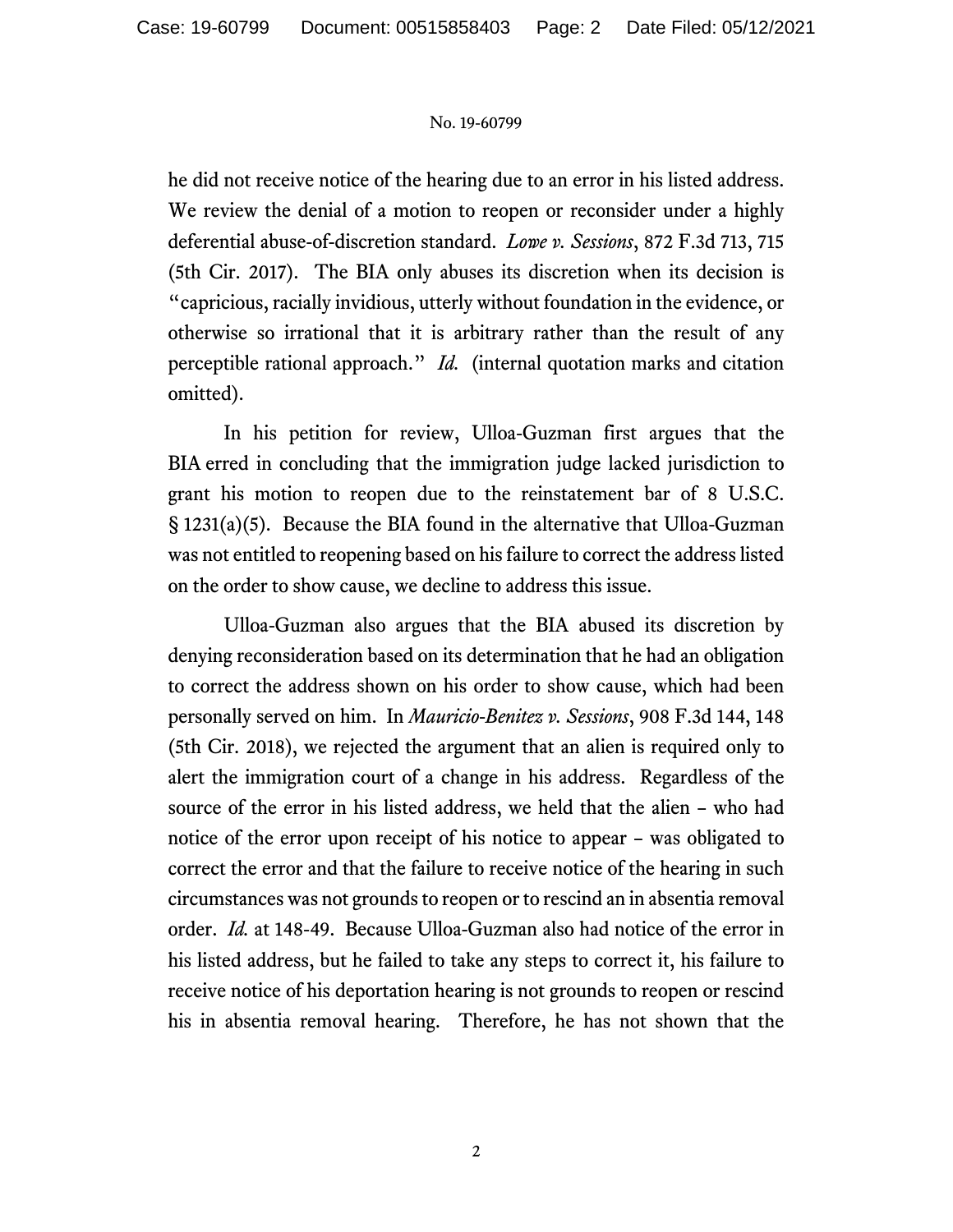he did not receive notice of the hearing due to an error in his listed address. We review the denial of a motion to reopen or reconsider under a highly deferential abuse-of-discretion standard. *Lowe v. Sessions*, 872 F.3d 713, 715 (5th Cir. 2017). The BIA only abuses its discretion when its decision is "capricious, racially invidious, utterly without foundation in the evidence, or otherwise so irrational that it is arbitrary rather than the result of any perceptible rational approach." *Id.* (internal quotation marks and citation omitted).

In his petition for review, Ulloa-Guzman first argues that the BIA erred in concluding that the immigration judge lacked jurisdiction to grant his motion to reopen due to the reinstatement bar of 8 U.S.C. § 1231(a)(5). Because the BIA found in the alternative that Ulloa-Guzman was not entitled to reopening based on his failure to correct the address listed on the order to show cause, we decline to address this issue.

Ulloa-Guzman also argues that the BIA abused its discretion by denying reconsideration based on its determination that he had an obligation to correct the address shown on his order to show cause, which had been personally served on him. In *Mauricio-Benitez v. Sessions*, 908 F.3d 144, 148 (5th Cir. 2018), we rejected the argument that an alien is required only to alert the immigration court of a change in his address. Regardless of the source of the error in his listed address, we held that the alien – who had notice of the error upon receipt of his notice to appear – was obligated to correct the error and that the failure to receive notice of the hearing in such circumstances was not grounds to reopen or to rescind an in absentia removal order. *Id.* at 148-49. Because Ulloa-Guzman also had notice of the error in his listed address, but he failed to take any steps to correct it, his failure to receive notice of his deportation hearing is not grounds to reopen or rescind his in absentia removal hearing. Therefore, he has not shown that the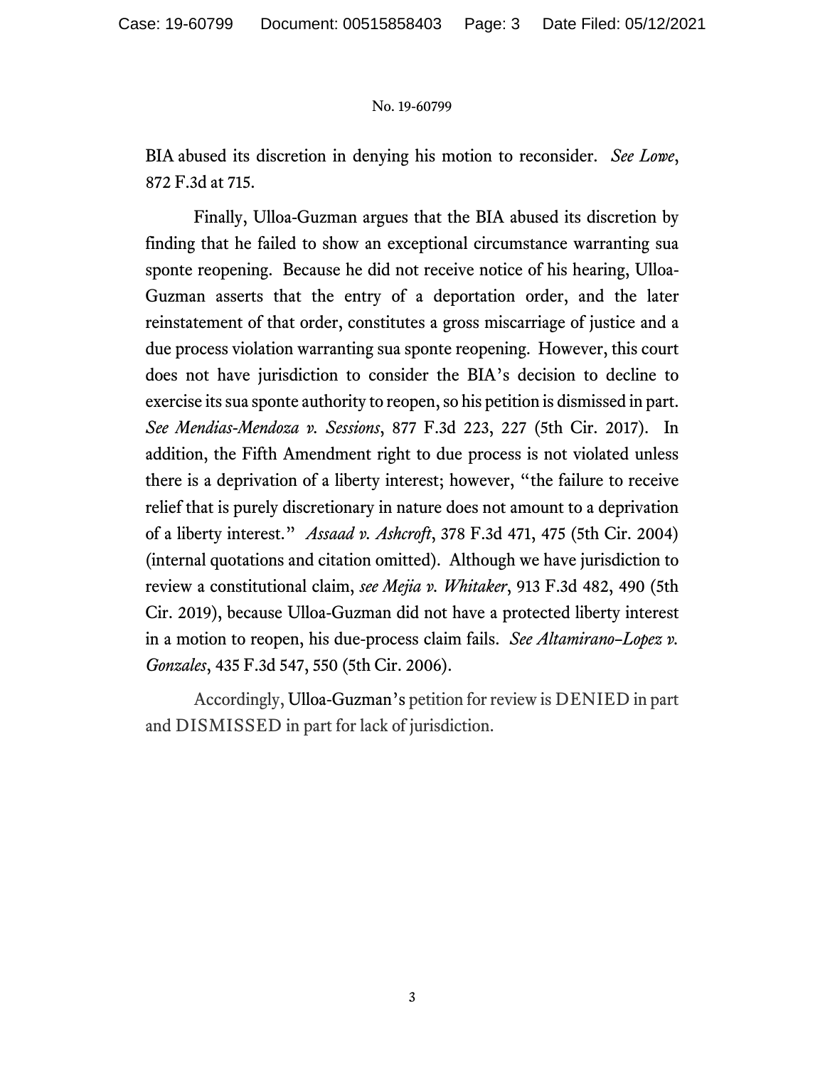BIA abused its discretion in denying his motion to reconsider. *See Lowe*, 872 F.3d at 715.

Finally, Ulloa-Guzman argues that the BIA abused its discretion by finding that he failed to show an exceptional circumstance warranting sua sponte reopening. Because he did not receive notice of his hearing, Ulloa-Guzman asserts that the entry of a deportation order, and the later reinstatement of that order, constitutes a gross miscarriage of justice and a due process violation warranting sua sponte reopening. However, this court does not have jurisdiction to consider the BIA's decision to decline to exercise its sua sponte authority to reopen, so his petition is dismissed in part. *See Mendias-Mendoza v. Sessions*, 877 F.3d 223, 227 (5th Cir. 2017). In addition, the Fifth Amendment right to due process is not violated unless there is a deprivation of a liberty interest; however, "the failure to receive relief that is purely discretionary in nature does not amount to a deprivation of a liberty interest." *Assaad v. Ashcroft*, 378 F.3d 471, 475 (5th Cir. 2004) (internal quotations and citation omitted). Although we have jurisdiction to review a constitutional claim, *see Mejia v. Whitaker*, 913 F.3d 482, 490 (5th Cir. 2019), because Ulloa-Guzman did not have a protected liberty interest in a motion to reopen, his due-process claim fails. *See Altamirano–Lopez v. Gonzales*, 435 F.3d 547, 550 (5th Cir. 2006).

Accordingly, Ulloa-Guzman's petition for review is DENIED in part and DISMISSED in part for lack of jurisdiction.